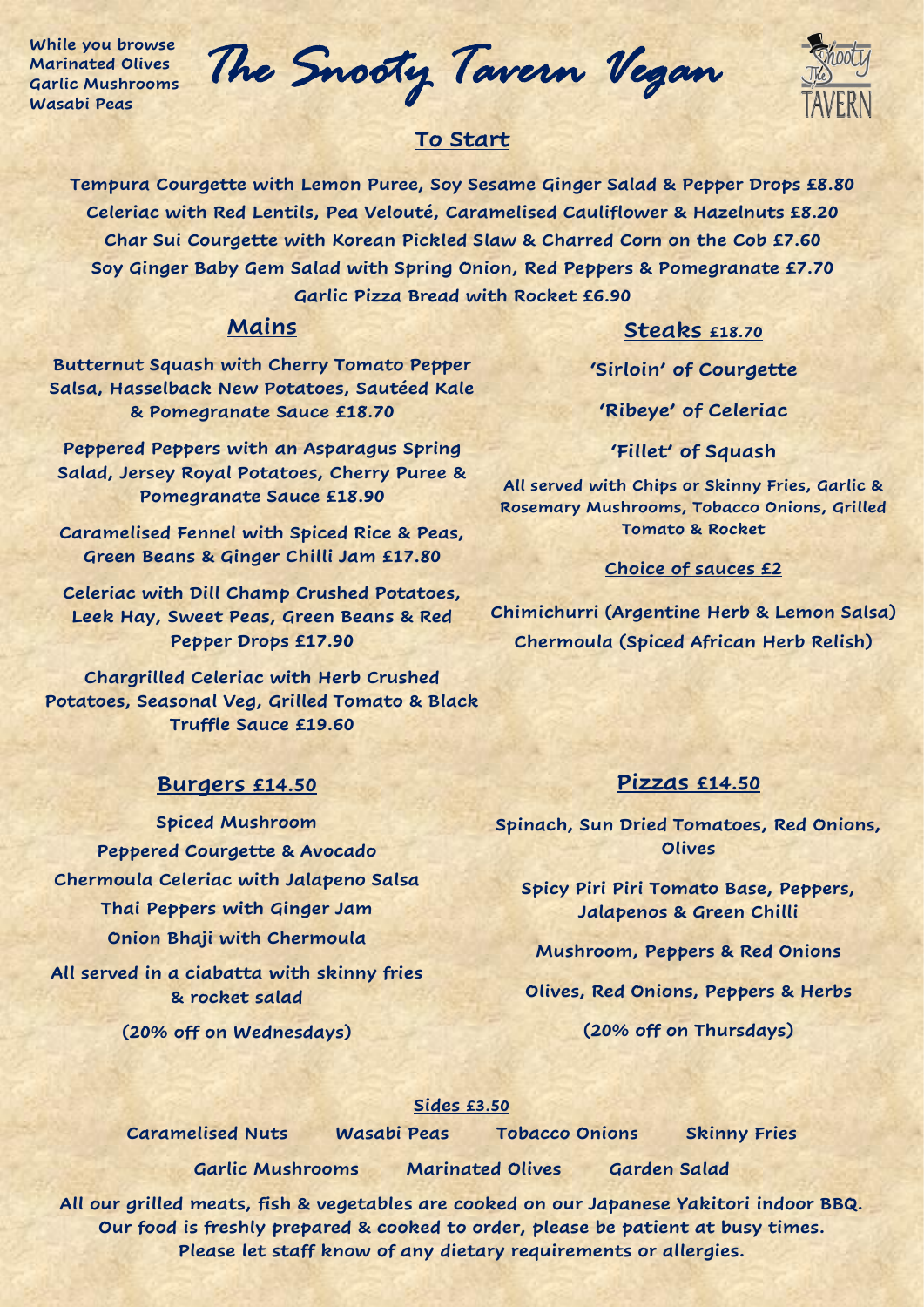**While you browse**
Marinated Olives
Garlic Mushrooms
Wasabi Peas

# The Snooty Tavern Vegan

## To Start

Tempura Courgette with Lemon Puree, Soy Sesame Ginger Salad & Pepper Drops £8.80

Celeriac with Red Lentils, Pea Velouté, Caramelised Cauliflower & Hazelnuts £8.20

Char Sui Courgette with Korean Pickled Slaw & Charred Corn on the Cob £7.60

Soy Ginger Baby Gem Salad with Spring Onion, Red Peppers & Pomegranate £7.70

Garlic Pizza Bread with Rocket £6.90

## Mains

Butternut Squash with Cherry Tomato Pepper Salsa, Hasselback New Potatoes, Sautéed Kale & Pomegranate Sauce £18.70

Peppered Peppers with an Asparagus Spring Salad, Jersey Royal Potatoes, Cherry Puree & Pomegranate Sauce £18.90

Caramelised Fennel with Spiced Rice & Peas, Green Beans & Ginger Chilli Jam £17.80

Celeriac with Dill Champ Crushed Potatoes, Leek Hay, Sweet Peas, Green Beans & Red Pepper Drops £17.90

Chargrilled Celeriac with Herb Crushed Potatoes, Seasonal Veg, Grilled Tomato & Black Truffle Sauce £19.60

## Steaks £18.70

'Sirloin' of Courgette

'Ribeye' of Celeriac

'Fillet' of Squash

All served with Chips or Skinny Fries, Garlic & Rosemary Mushrooms, Tobacco Onions, Grilled Tomato & Rocket

**Choice of sauces £2**

Chimichurri (Argentine Herb & Lemon Salsa)

Chermoula (Spiced African Herb Relish)

## Burgers £14.50

Spiced Mushroom

Peppered Courgette & Avocado

Chermoula Celeriac with Jalapeno Salsa

Thai Peppers with Ginger Jam

Onion Bhaji with Chermoula

All served in a ciabatta with skinny fries & rocket salad

(20% off on Wednesdays)

## Pizzas £14.50

Spinach, Sun Dried Tomatoes, Red Onions, Olives

Spicy Piri Piri Tomato Base, Peppers, Jalapenos & Green Chilli

Mushroom, Peppers & Red Onions

Olives, Red Onions, Peppers & Herbs

(20% off on Thursdays)

## Sides £3.50

Caramelised Nuts | Wasabi Peas | Tobacco Onions | Skinny Fries

Garlic Mushrooms | Marinated Olives | Garden Salad

All our grilled meats, fish & vegetables are cooked on our Japanese Yakitori indoor BBQ.
Our food is freshly prepared & cooked to order, please be patient at busy times.
Please let staff know of any dietary requirements or allergies.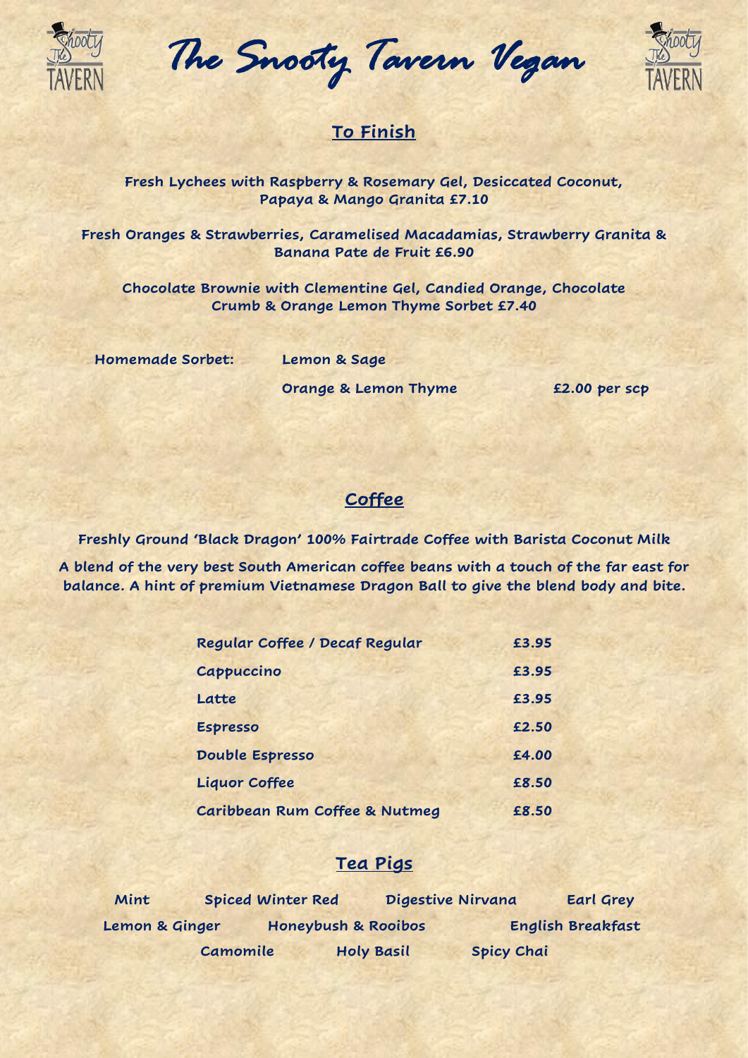# The Snooty Tavern Vegan

## To Finish

**Fresh Lychees with Raspberry & Rosemary Gel, Desiccated Coconut, Papaya & Mango Granita £7.10**

**Fresh Oranges & Strawberries, Caramelised Macadamias, Strawberry Granita & Banana Pate de Fruit £6.90**

**Chocolate Brownie with Clementine Gel, Candied Orange, Chocolate Crumb & Orange Lemon Thyme Sorbet £7.40**

| | | |
|---|---|---|
| **Homemade Sorbet:** | **Lemon & Sage** | |
| | **Orange & Lemon Thyme** | **£2.00 per scp** |

## Coffee

**Freshly Ground 'Black Dragon' 100% Fairtrade Coffee with Barista Coconut Milk**

**A blend of the very best South American coffee beans with a touch of the far east for balance. A hint of premium Vietnamese Dragon Ball to give the blend body and bite.**

| | |
|---|---|
| **Regular Coffee / Decaf Regular** | **£3.95** |
| **Cappuccino** | **£3.95** |
| **Latte** | **£3.95** |
| **Espresso** | **£2.50** |
| **Double Espresso** | **£4.00** |
| **Liquor Coffee** | **£8.50** |
| **Caribbean Rum Coffee & Nutmeg** | **£8.50** |

## Tea Pigs

**Mint** · **Spiced Winter Red** · **Digestive Nirvana** · **Earl Grey**

**Lemon & Ginger** · **Honeybush & Rooibos** · **English Breakfast**

**Camomile** · **Holy Basil** · **Spicy Chai**